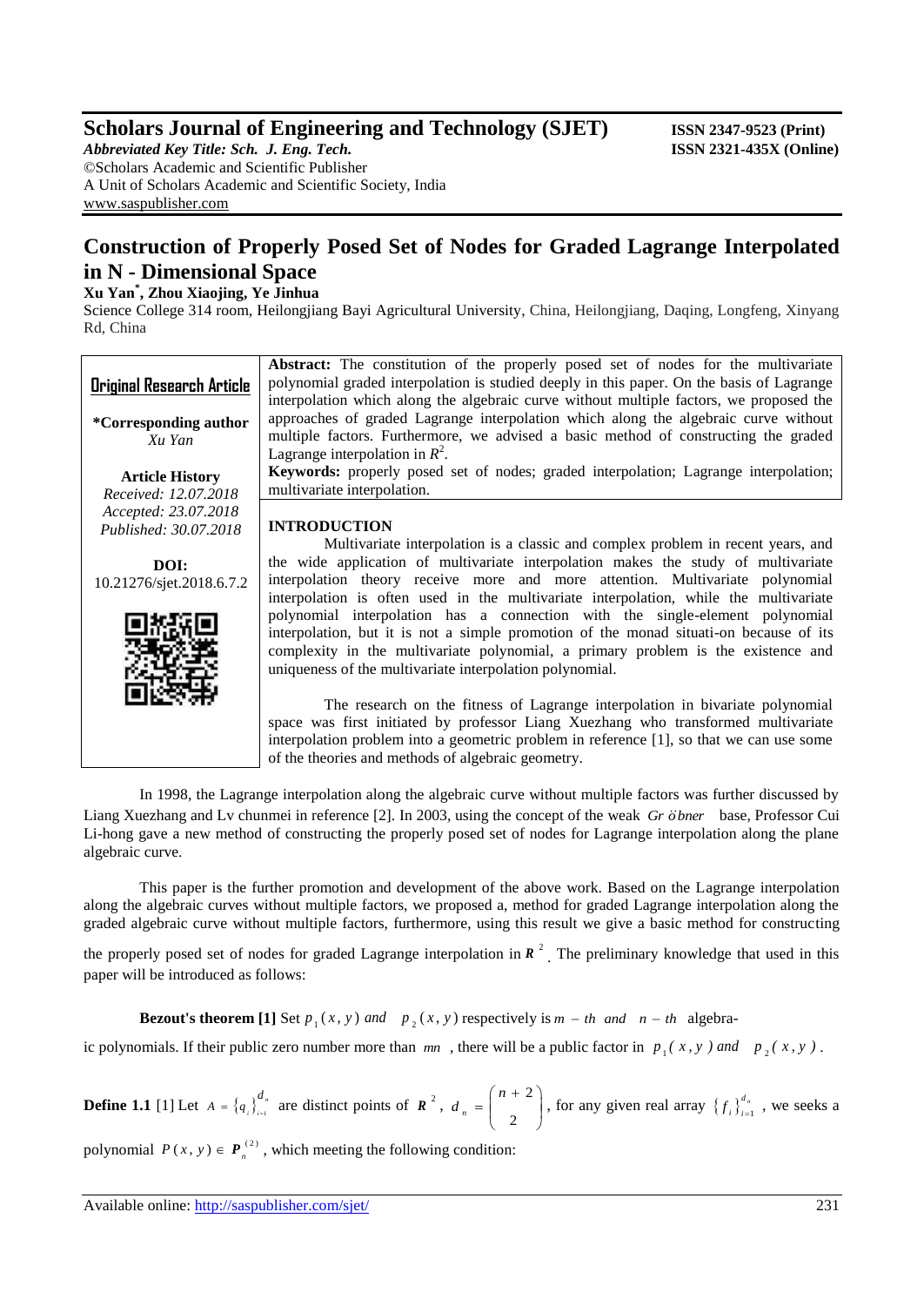# Construction of Properly Posed Set of Nodes for Graded Lagrange Interpolated in N - Dimensional Space

**Xu Yan*, Zhou Xiaojing, Ye Jinhua**

Science College 314 room, Heilongjiang Bayi Agricultural University, China, Heilongjiang, Daqing, Longfeng, Xinyang Rd, China

**Original Research Article**

***Corresponding author**
*Xu Yan*

**Article History**
*Received: 12.07.2018*
*Accepted: 23.07.2018*
*Published: 30.07.2018*

**DOI:**
10.21276/sjet.2018.6.7.2

**Abstract:** The constitution of the properly posed set of nodes for the multivariate polynomial graded interpolation is studied deeply in this paper. On the basis of Lagrange interpolation which along the algebraic curve without multiple factors, we proposed the approaches of graded Lagrange interpolation which along the algebraic curve without multiple factors. Furthermore, we advised a basic method of constructing the graded Lagrange interpolation in $R^2$.

**Keywords:** properly posed set of nodes; graded interpolation; Lagrange interpolation; multivariate interpolation.

## INTRODUCTION

Multivariate interpolation is a classic and complex problem in recent years, and the wide application of multivariate interpolation makes the study of multivariate interpolation theory receive more and more attention. Multivariate polynomial interpolation is often used in the multivariate interpolation, while the multivariate polynomial interpolation has a connection with the single-element polynomial interpolation, but it is not a simple promotion of the monad situati-on because of its complexity in the multivariate polynomial, a primary problem is the existence and uniqueness of the multivariate interpolation polynomial.

The research on the fitness of Lagrange interpolation in bivariate polynomial space was first initiated by professor Liang Xuezhang who transformed multivariate interpolation problem into a geometric problem in reference [1], so that we can use some of the theories and methods of algebraic geometry.

In 1998, the Lagrange interpolation along the algebraic curve without multiple factors was further discussed by Liang Xuezhang and Lv chunmei in reference [2]. In 2003, using the concept of the weak *Gröbner* base, Professor Cui Li-hong gave a new method of constructing the properly posed set of nodes for Lagrange interpolation along the plane algebraic curve.

This paper is the further promotion and development of the above work. Based on the Lagrange interpolation along the algebraic curves without multiple factors, we proposed a, method for graded Lagrange interpolation along the graded algebraic curve without multiple factors, furthermore, using this result we give a basic method for constructing the properly posed set of nodes for graded Lagrange interpolation in $\boldsymbol{R}^2$. The preliminary knowledge that used in this paper will be introduced as follows:

**Bezout's theorem [1]** Set $p_1(x, y)$ *and* $p_2(x, y)$ respectively is $m-th$ *and* $n-th$ algebraic polynomials. If their public zero number more than $mn$, there will be a public factor in $p_1(x, y)$ *and* $p_2(x, y)$.

**Define 1.1** [1] Let $A = \{q_i\}_{i=1}^{d_n}$ are distinct points of $\boldsymbol{R}^2$, $d_n = \binom{n+2}{2}$, for any given real array $\{f_i\}_{i=1}^{d_n}$, we seeks a polynomial $P(x, y) \in \boldsymbol{P}_n^{(2)}$, which meeting the following condition: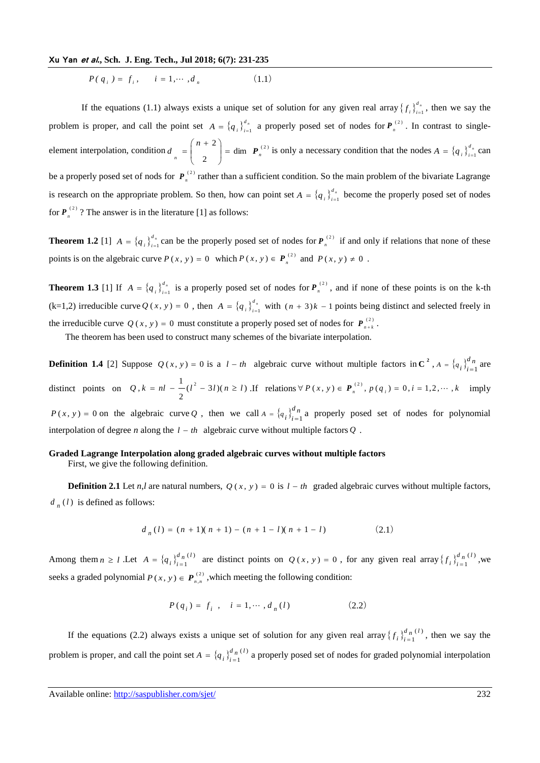$$P(q_i) = f_i, \quad i = 1, \cdots, d_n \qquad (1.1)$$

If the equations (1.1) always exists a unique set of solution for any given real array $\{f_i\}_{i=1}^{d_n}$, then we say the problem is proper, and call the point set $A = \{q_i\}_{i=1}^{d_n}$ a properly posed set of nodes for $\boldsymbol{P}_n^{(2)}$. In contrast to single-element interpolation, condition $d_n = \binom{n+2}{2} = \dim \boldsymbol{P}_n^{(2)}$ is only a necessary condition that the nodes $A = \{q_i\}_{i=1}^{d_n}$ can be a properly posed set of nods for $\boldsymbol{P}_n^{(2)}$ rather than a sufficient condition. So the main problem of the bivariate Lagrange is research on the appropriate problem. So then, how can point set $A = \{q_i\}_{i=1}^{d_n}$ become the properly posed set of nodes for $\boldsymbol{P}_n^{(2)}$? The answer is in the literature [1] as follows:

**Theorem 1.2** [1] $A = \{q_i\}_{i=1}^{d_n}$ can be the properly posed set of nodes for $\boldsymbol{P}_n^{(2)}$ if and only if relations that none of these points is on the algebraic curve $P(x,y) = 0$ which $P(x,y) \in \boldsymbol{P}_n^{(2)}$ and $P(x,y) \neq 0$.

**Theorem 1.3** [1] If $A = \{q_i\}_{i=1}^{d_n}$ is a properly posed set of nodes for $\boldsymbol{P}_n^{(2)}$, and if none of these points is on the k-th (k=1,2) irreducible curve $Q(x,y) = 0$, then $A = \{q_i\}_{i=1}^{d_n}$ with $(n+3)k-1$ points being distinct and selected freely in the irreducible curve $Q(x,y) = 0$ must constitute a properly posed set of nodes for $\boldsymbol{P}_{n+k}^{(2)}$.

The theorem has been used to construct many schemes of the bivariate interpolation.

**Definition 1.4** [2] Suppose $Q(x,y) = 0$ is a $l-th$ algebraic curve without multiple factors in $\mathbf{C}^2$, $A = \{q_i\}_{i=1}^{d_n}$ are distinct points on $Q, k = nl - \frac{1}{2}(l^2 - 3l)(n \geq l)$. If relations $\forall P(x,y) \in \boldsymbol{P}_n^{(2)}, p(q_i) = 0, i = 1,2,\cdots,k$ imply $P(x,y) = 0$ on the algebraic curve $Q$, then we call $A = \{q_i\}_{i=1}^{d_n}$ a properly posed set of nodes for polynomial interpolation of degree *n* along the $l-th$ algebraic curve without multiple factors $Q$.

## Graded Lagrange Interpolation along graded algebraic curves without multiple factors

First, we give the following definition.

**Definition 2.1** Let *n,l* are natural numbers, $Q(x,y) = 0$ is $l-th$ graded algebraic curves without multiple factors, $d_n(l)$ is defined as follows:

$$d_n(l) = (n+1)(n+1) - (n+1-l)(n+1-l) \qquad (2.1)$$

Among them $n \geq l$. Let $A = \{q_i\}_{i=1}^{d_n(l)}$ are distinct points on $Q(x,y) = 0$, for any given real array $\{f_i\}_{i=1}^{d_n(l)}$, we seeks a graded polynomial $P(x,y) \in \boldsymbol{P}_{n,n}^{(2)}$, which meeting the following condition:

$$P(q_i) = f_i, \quad i = 1, \cdots, d_n(l) \qquad (2.2)$$

If the equations (2.2) always exists a unique set of solution for any given real array $\{f_i\}_{i=1}^{d_n(l)}$, then we say the problem is proper, and call the point set $A = \{q_i\}_{i=1}^{d_n(l)}$ a properly posed set of nodes for graded polynomial interpolation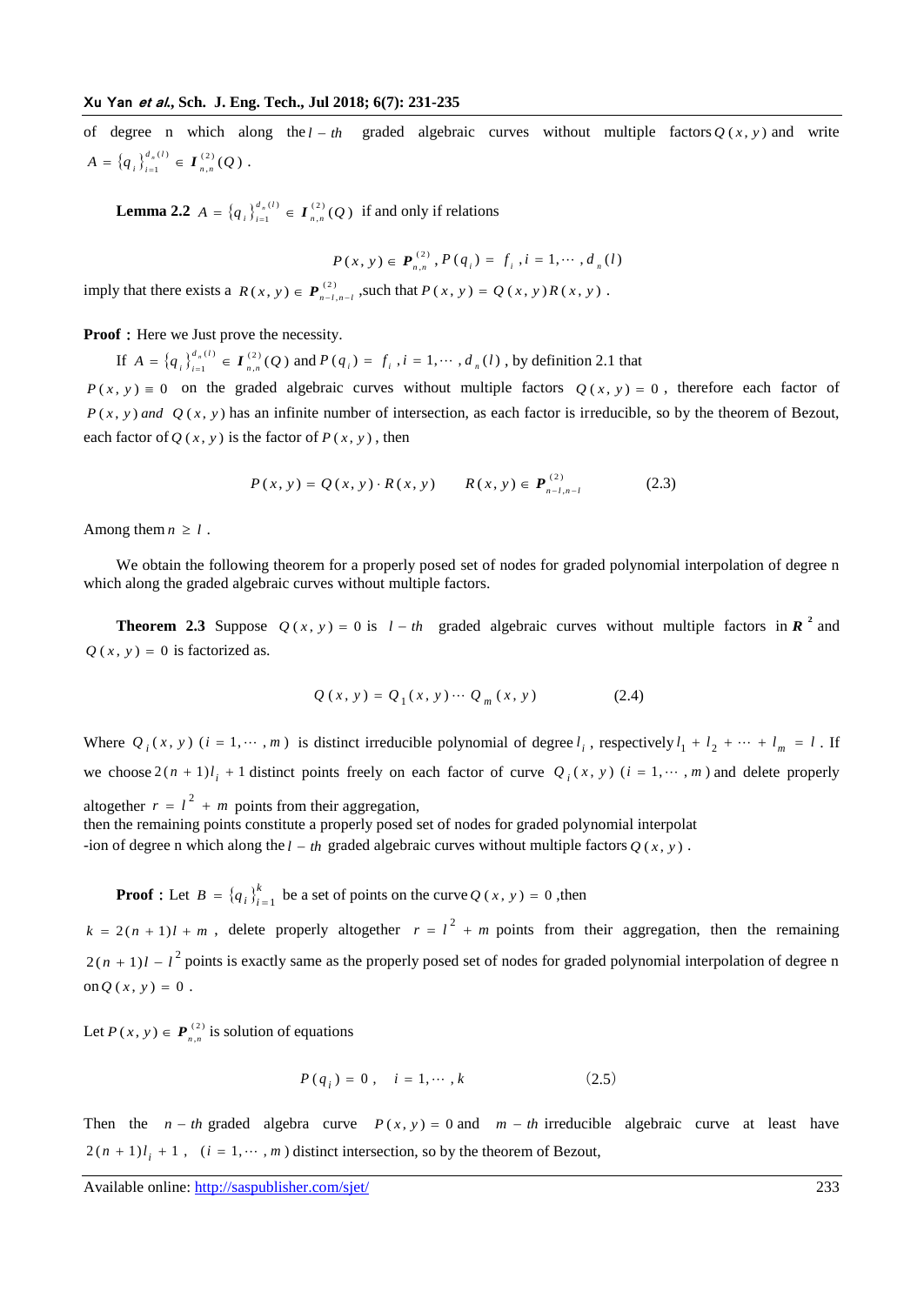of degree n which along the $l-th$ graded algebraic curves without multiple factors $Q(x,y)$ and write $A=\{q_i\}_{i=1}^{d_n(l)} \in \boldsymbol{I}_{n,n}^{(2)}(Q)$.

**Lemma 2.2** $A=\{q_i\}_{i=1}^{d_n(l)} \in \boldsymbol{I}_{n,n}^{(2)}(Q)$ if and only if relations

$$P(x,y) \in \boldsymbol{P}_{n,n}^{(2)}, P(q_i) = f_i, i=1,\cdots,d_n(l)$$

imply that there exists a $R(x,y) \in \boldsymbol{P}_{n-l,n-l}^{(2)}$, such that $P(x,y)=Q(x,y)R(x,y)$.

**Proof :** Here we Just prove the necessity.

If $A=\{q_i\}_{i=1}^{d_n(l)} \in \boldsymbol{I}_{n,n}^{(2)}(Q)$ and $P(q_i)=f_i, i=1,\cdots,d_n(l)$, by definition 2.1 that $P(x,y)\equiv 0$ on the graded algebraic curves without multiple factors $Q(x,y)=0$, therefore each factor of $P(x,y)$ *and* $Q(x,y)$ has an infinite number of intersection, as each factor is irreducible, so by the theorem of Bezout, each factor of $Q(x,y)$ is the factor of $P(x,y)$, then

$$P(x,y)=Q(x,y)\cdot R(x,y) \qquad R(x,y)\in \boldsymbol{P}_{n-l,n-l}^{(2)} \tag{2.3}$$

Among them $n \geq l$.

We obtain the following theorem for a properly posed set of nodes for graded polynomial interpolation of degree n which along the graded algebraic curves without multiple factors.

**Theorem 2.3** Suppose $Q(x,y)=0$ is $l-th$ graded algebraic curves without multiple factors in $\boldsymbol{R}^2$ and $Q(x,y)=0$ is factorized as.

$$Q(x,y)=Q_1(x,y)\cdots Q_m(x,y) \tag{2.4}$$

Where $Q_i(x,y)$ $(i=1,\cdots,m)$ is distinct irreducible polynomial of degree $l_i$, respectively $l_1+l_2+\cdots+l_m=l$. If we choose $2(n+1)l_i+1$ distinct points freely on each factor of curve $Q_i(x,y)$ $(i=1,\cdots,m)$ and delete properly altogether $r=l^2+m$ points from their aggregation,
then the remaining points constitute a properly posed set of nodes for graded polynomial interpolat
-ion of degree n which along the $l-th$ graded algebraic curves without multiple factors $Q(x,y)$.

**Proof :** Let $B=\{q_i\}_{i=1}^{k}$ be a set of points on the curve $Q(x,y)=0$, then $k=2(n+1)l+m$, delete properly altogether $r=l^2+m$ points from their aggregation, then the remaining $2(n+1)l-l^2$ points is exactly same as the properly posed set of nodes for graded polynomial interpolation of degree n on $Q(x,y)=0$.

Let $P(x,y)\in \boldsymbol{P}_{n,n}^{(2)}$ is solution of equations

$$P(q_i)=0, \quad i=1,\cdots,k \tag{2.5}$$

Then the $n-th$ graded algebra curve $P(x,y)=0$ and $m-th$ irreducible algebraic curve at least have $2(n+1)l_i+1$, $(i=1,\cdots,m)$ distinct intersection, so by the theorem of Bezout,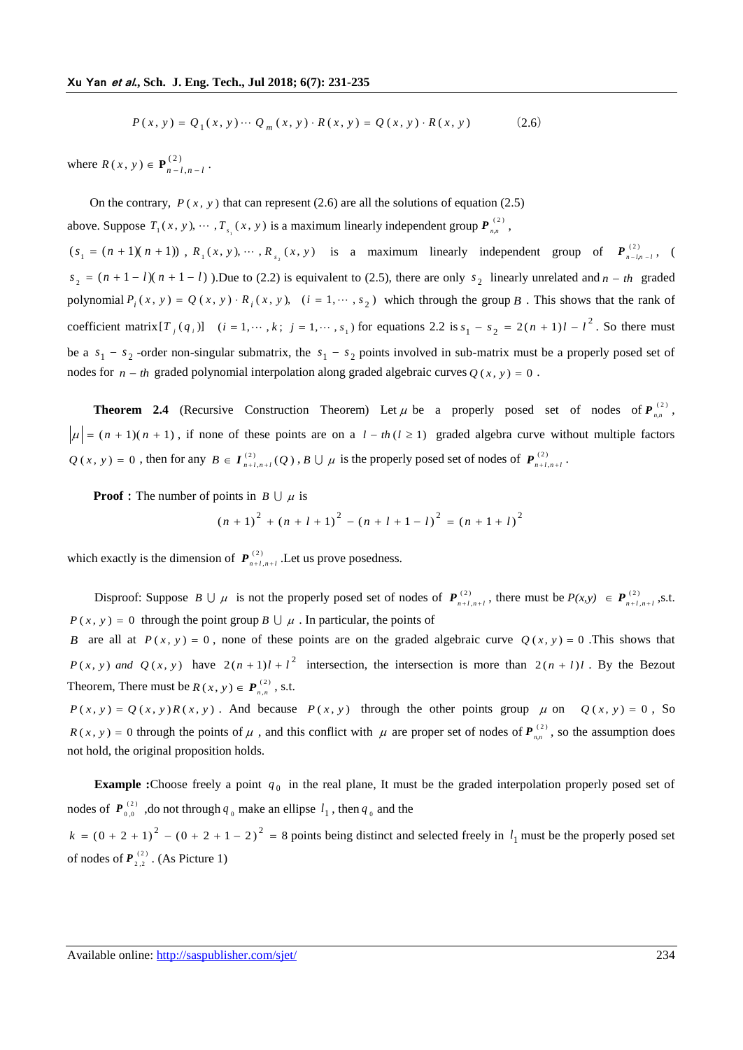$$P(x, y) = Q_1(x, y) \cdots Q_m(x, y) \cdot R(x, y) = Q(x, y) \cdot R(x, y) \qquad (2.6)$$

where $R(x, y) \in \mathbf{P}^{(2)}_{n-l,n-l}$.

On the contrary, $P(x, y)$ that can represent (2.6) are all the solutions of equation (2.5) above. Suppose $T_1(x, y), \cdots, T_{s_1}(x, y)$ is a maximum linearly independent group $\boldsymbol{P}^{(2)}_{n,n}$, $(s_1 = (n+1)(n+1))$, $R_1(x, y), \cdots, R_{s_2}(x, y)$ is a maximum linearly independent group of $\boldsymbol{P}^{(2)}_{n-l,n-l}$, ($s_2 = (n+1-l)(n+1-l)$ ).Due to (2.2) is equivalent to (2.5), there are only $s_2$ linearly unrelated and $n-th$ graded polynomial $P_i(x, y) = Q(x, y) \cdot R_i(x, y), \quad (i = 1, \cdots, s_2)$ which through the group $B$. This shows that the rank of coefficient matrix$[T_j(q_i)] \quad (i = 1, \cdots, k; \; j = 1, \cdots, s_1)$ for equations 2.2 is $s_1 - s_2 = 2(n+1)l - l^2$. So there must be a $s_1 - s_2$ -order non-singular submatrix, the $s_1 - s_2$ points involved in sub-matrix must be a properly posed set of nodes for $n-th$ graded polynomial interpolation along graded algebraic curves $Q(x, y) = 0$.

**Theorem 2.4** (Recursive Construction Theorem) Let $\mu$ be a properly posed set of nodes of $\boldsymbol{P}^{(2)}_{n,n}$, $|\mu| = (n+1)(n+1)$, if none of these points are on a $l-th (l \geq 1)$ graded algebra curve without multiple factors $Q(x, y) = 0$, then for any $B \in \boldsymbol{I}^{(2)}_{n+l,n+l}(Q)$, $B \cup \mu$ is the properly posed set of nodes of $\boldsymbol{P}^{(2)}_{n+l,n+l}$.

**Proof :** The number of points in $B \cup \mu$ is

$$(n+1)^2 + (n+l+1)^2 - (n+l+1-l)^2 = (n+1+l)^2$$

which exactly is the dimension of $\boldsymbol{P}^{(2)}_{n+l,n+l}$.Let us prove posedness.

Disproof: Suppose $B \cup \mu$ is not the properly posed set of nodes of $\boldsymbol{P}^{(2)}_{n+l,n+l}$, there must be $P(x,y) \in \boldsymbol{P}^{(2)}_{n+l,n+l}$,s.t. $P(x, y) = 0$ through the point group $B \cup \mu$. In particular, the points of $B$ are all at $P(x, y) = 0$, none of these points are on the graded algebraic curve $Q(x, y) = 0$ .This shows that $P(x, y)$ *and* $Q(x, y)$ have $2(n+1)l + l^2$ intersection, the intersection is more than $2(n+l)l$. By the Bezout Theorem, There must be $R(x, y) \in \boldsymbol{P}^{(2)}_{n,n}$, s.t. $P(x, y) = Q(x, y)R(x, y)$. And because $P(x, y)$ through the other points group $\mu$ on $Q(x, y) = 0$, So $R(x, y) = 0$ through the points of $\mu$, and this conflict with $\mu$ are proper set of nodes of $\boldsymbol{P}^{(2)}_{n,n}$, so the assumption does not hold, the original proposition holds.

**Example :**Choose freely a point $q_0$ in the real plane, It must be the graded interpolation properly posed set of nodes of $\boldsymbol{P}^{(2)}_{0,0}$ ,do not through $q_0$ make an ellipse $l_1$, then $q_0$ and the $k = (0+2+1)^2 - (0+2+1-2)^2 = 8$ points being distinct and selected freely in $l_1$ must be the properly posed set of nodes of $\boldsymbol{P}^{(2)}_{2,2}$. (As Picture 1)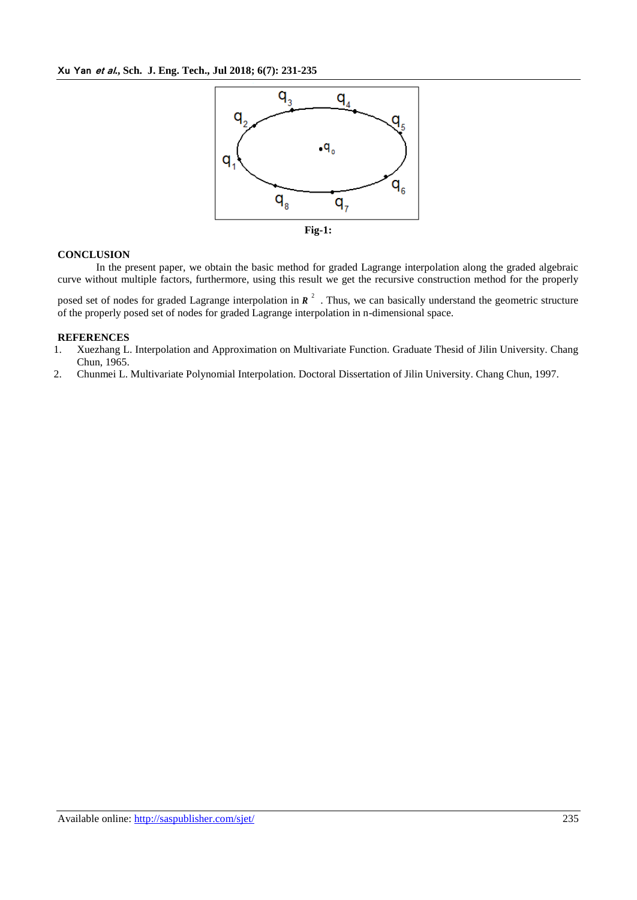$q_3$ $q_4$ $q_2$ $q_5$ $q_0$ $q_1$ $q_6$ $q_8$ $q_7$

**Fig-1:**

## CONCLUSION

In the present paper, we obtain the basic method for graded Lagrange interpolation along the graded algebraic curve without multiple factors, furthermore, using this result we get the recursive construction method for the properly posed set of nodes for graded Lagrange interpolation in $\boldsymbol{R}^2$. Thus, we can basically understand the geometric structure of the properly posed set of nodes for graded Lagrange interpolation in n-dimensional space.

## REFERENCES

1. Xuezhang L. Interpolation and Approximation on Multivariate Function. Graduate Thesid of Jilin University. Chang Chun, 1965.
2. Chunmei L. Multivariate Polynomial Interpolation. Doctoral Dissertation of Jilin University. Chang Chun, 1997.